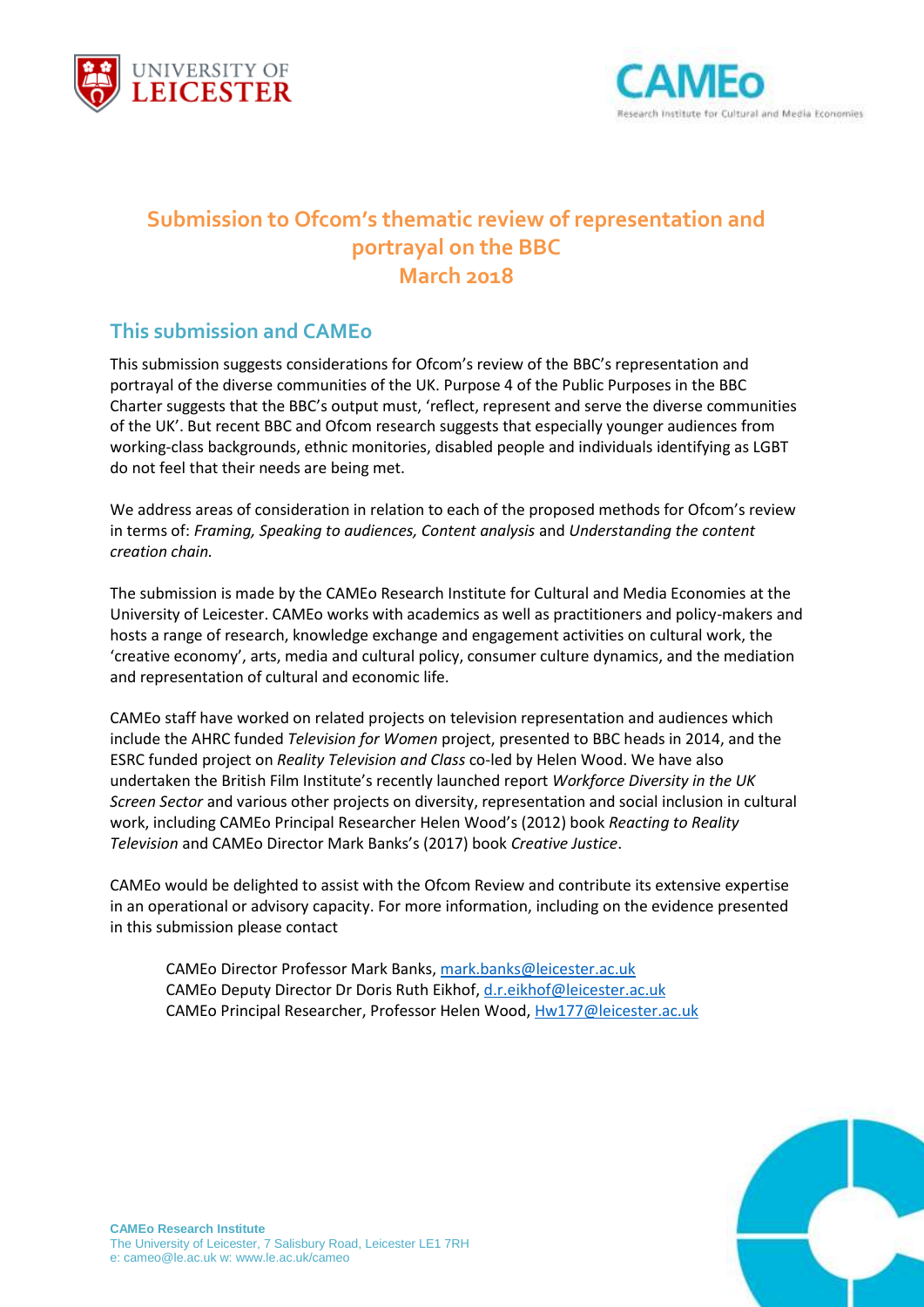# Submission to Ofcom's thematic review of representation and portrayal on the BBC
# March 2018

## This submission and CAMEo

This submission suggests considerations for Ofcom's review of the BBC's representation and portrayal of the diverse communities of the UK. Purpose 4 of the Public Purposes in the BBC Charter suggests that the BBC's output must, 'reflect, represent and serve the diverse communities of the UK'. But recent BBC and Ofcom research suggests that especially younger audiences from working-class backgrounds, ethnic monitories, disabled people and individuals identifying as LGBT do not feel that their needs are being met.

We address areas of consideration in relation to each of the proposed methods for Ofcom's review in terms of: *Framing, Speaking to audiences, Content analysis* and *Understanding the content creation chain.*

The submission is made by the CAMEo Research Institute for Cultural and Media Economies at the University of Leicester. CAMEo works with academics as well as practitioners and policy-makers and hosts a range of research, knowledge exchange and engagement activities on cultural work, the 'creative economy', arts, media and cultural policy, consumer culture dynamics, and the mediation and representation of cultural and economic life.

CAMEo staff have worked on related projects on television representation and audiences which include the AHRC funded *Television for Women* project, presented to BBC heads in 2014, and the ESRC funded project on *Reality Television and Class* co-led by Helen Wood. We have also undertaken the British Film Institute's recently launched report *Workforce Diversity in the UK Screen Sector* and various other projects on diversity, representation and social inclusion in cultural work, including CAMEo Principal Researcher Helen Wood's (2012) book *Reacting to Reality Television* and CAMEo Director Mark Banks's (2017) book *Creative Justice*.

CAMEo would be delighted to assist with the Ofcom Review and contribute its extensive expertise in an operational or advisory capacity. For more information, including on the evidence presented in this submission please contact

CAMEo Director Professor Mark Banks, mark.banks@leicester.ac.uk
CAMEo Deputy Director Dr Doris Ruth Eikhof, d.r.eikhof@leicester.ac.uk
CAMEo Principal Researcher, Professor Helen Wood, Hw177@leicester.ac.uk

**CAMEo Research Institute**
The University of Leicester, 7 Salisbury Road, Leicester LE1 7RH
e: cameo@le.ac.uk w: www.le.ac.uk/cameo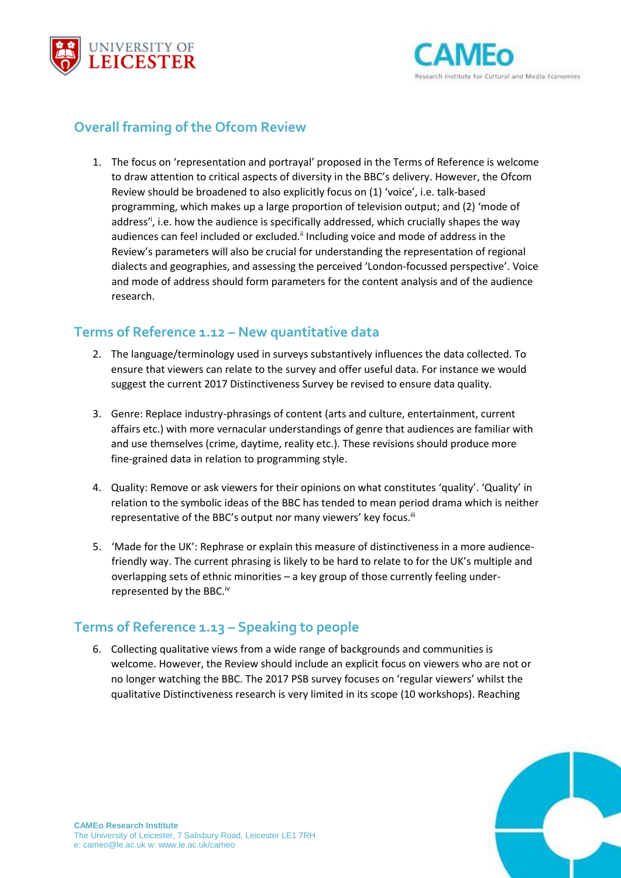## Overall framing of the Ofcom Review

1. The focus on 'representation and portrayal' proposed in the Terms of Reference is welcome to draw attention to critical aspects of diversity in the BBC's delivery. However, the Ofcom Review should be broadened to also explicitly focus on (1) 'voice', i.e. talk-based programming, which makes up a large proportion of television output; and (2) 'mode of address'[i], i.e. how the audience is specifically addressed, which crucially shapes the way audiences can feel included or excluded.[ii] Including voice and mode of address in the Review's parameters will also be crucial for understanding the representation of regional dialects and geographies, and assessing the perceived 'London-focussed perspective'. Voice and mode of address should form parameters for the content analysis and of the audience research.

## Terms of Reference 1.12 – New quantitative data

2. The language/terminology used in surveys substantively influences the data collected. To ensure that viewers can relate to the survey and offer useful data. For instance we would suggest the current 2017 Distinctiveness Survey be revised to ensure data quality.

3. Genre: Replace industry-phrasings of content (arts and culture, entertainment, current affairs etc.) with more vernacular understandings of genre that audiences are familiar with and use themselves (crime, daytime, reality etc.). These revisions should produce more fine-grained data in relation to programming style.

4. Quality: Remove or ask viewers for their opinions on what constitutes 'quality'. 'Quality' in relation to the symbolic ideas of the BBC has tended to mean period drama which is neither representative of the BBC's output nor many viewers' key focus.[iii]

5. 'Made for the UK': Rephrase or explain this measure of distinctiveness in a more audience-friendly way. The current phrasing is likely to be hard to relate to for the UK's multiple and overlapping sets of ethnic minorities – a key group of those currently feeling under-represented by the BBC.[iv]

## Terms of Reference 1.13 – Speaking to people

6. Collecting qualitative views from a wide range of backgrounds and communities is welcome. However, the Review should include an explicit focus on viewers who are not or no longer watching the BBC. The 2017 PSB survey focuses on 'regular viewers' whilst the qualitative Distinctiveness research is very limited in its scope (10 workshops). Reaching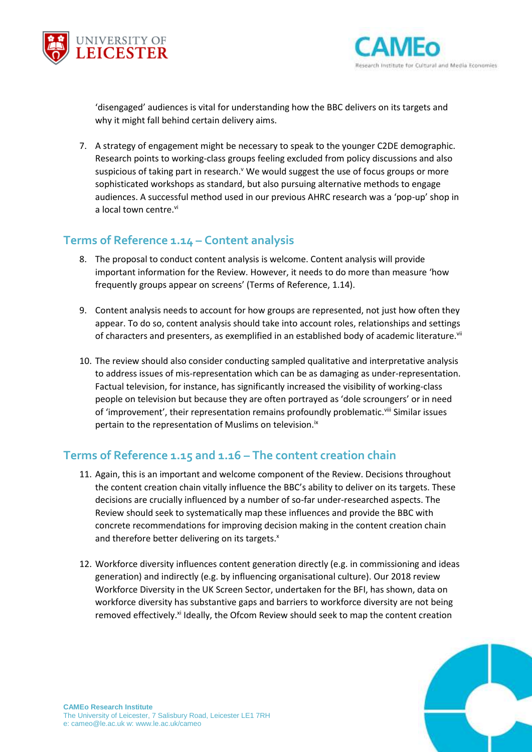'disengaged' audiences is vital for understanding how the BBC delivers on its targets and why it might fall behind certain delivery aims.

7. A strategy of engagement might be necessary to speak to the younger C2DE demographic. Research points to working-class groups feeling excluded from policy discussions and also suspicious of taking part in research.[v] We would suggest the use of focus groups or more sophisticated workshops as standard, but also pursuing alternative methods to engage audiences. A successful method used in our previous AHRC research was a 'pop-up' shop in a local town centre.[vi]

## Terms of Reference 1.14 – Content analysis

8. The proposal to conduct content analysis is welcome. Content analysis will provide important information for the Review. However, it needs to do more than measure 'how frequently groups appear on screens' (Terms of Reference, 1.14).

9. Content analysis needs to account for how groups are represented, not just how often they appear. To do so, content analysis should take into account roles, relationships and settings of characters and presenters, as exemplified in an established body of academic literature.[vii]

10. The review should also consider conducting sampled qualitative and interpretative analysis to address issues of mis-representation which can be as damaging as under-representation. Factual television, for instance, has significantly increased the visibility of working-class people on television but because they are often portrayed as 'dole scroungers' or in need of 'improvement', their representation remains profoundly problematic.[viii] Similar issues pertain to the representation of Muslims on television.[ix]

## Terms of Reference 1.15 and 1.16 – The content creation chain

11. Again, this is an important and welcome component of the Review. Decisions throughout the content creation chain vitally influence the BBC's ability to deliver on its targets. These decisions are crucially influenced by a number of so-far under-researched aspects. The Review should seek to systematically map these influences and provide the BBC with concrete recommendations for improving decision making in the content creation chain and therefore better delivering on its targets.[x]

12. Workforce diversity influences content generation directly (e.g. in commissioning and ideas generation) and indirectly (e.g. by influencing organisational culture). Our 2018 review Workforce Diversity in the UK Screen Sector, undertaken for the BFI, has shown, data on workforce diversity has substantive gaps and barriers to workforce diversity are not being removed effectively.[xi] Ideally, the Ofcom Review should seek to map the content creation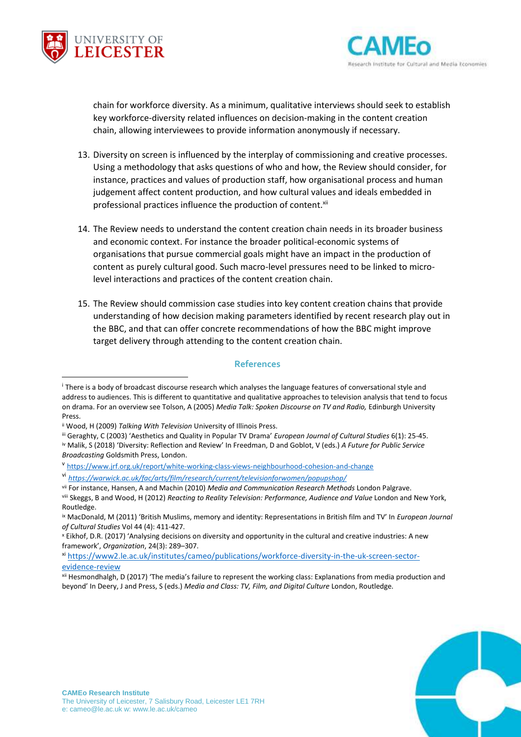chain for workforce diversity. As a minimum, qualitative interviews should seek to establish key workforce-diversity related influences on decision-making in the content creation chain, allowing interviewees to provide information anonymously if necessary.

13. Diversity on screen is influenced by the interplay of commissioning and creative processes. Using a methodology that asks questions of who and how, the Review should consider, for instance, practices and values of production staff, how organisational process and human judgement affect content production, and how cultural values and ideals embedded in professional practices influence the production of content.[xii]

14. The Review needs to understand the content creation chain needs in its broader business and economic context. For instance the broader political-economic systems of organisations that pursue commercial goals might have an impact in the production of content as purely cultural good. Such macro-level pressures need to be linked to micro-level interactions and practices of the content creation chain.

15. The Review should commission case studies into key content creation chains that provide understanding of how decision making parameters identified by recent research play out in the BBC, and that can offer concrete recommendations of how the BBC might improve target delivery through attending to the content creation chain.

## References

[i] There is a body of broadcast discourse research which analyses the language features of conversational style and address to audiences. This is different to quantitative and qualitative approaches to television analysis that tend to focus on drama. For an overview see Tolson, A (2005) *Media Talk: Spoken Discourse on TV and Radio,* Edinburgh University Press.

[ii] Wood, H (2009) *Talking With Television* University of Illinois Press.

[iii] Geraghty, C (2003) 'Aesthetics and Quality in Popular TV Drama' *European Journal of Cultural Studies* 6(1): 25-45.

[iv] Malik, S (2018) 'Diversity: Reflection and Review' In Freedman, D and Goblot, V (eds.) *A Future for Public Service Broadcasting* Goldsmith Press, London.

[v] https://www.jrf.org.uk/report/white-working-class-views-neighbourhood-cohesion-and-change

[vi] *https://warwick.ac.uk/fac/arts/film/research/current/televisionforwomen/popupshop/*

[vii] For instance, Hansen, A and Machin (2010) *Media and Communication Research Methods* London Palgrave.

[viii] Skeggs, B and Wood, H (2012) *Reacting to Reality Television: Performance, Audience and Value* London and New York, Routledge.

[ix] MacDonald, M (2011) 'British Muslims, memory and identity: Representations in British film and TV' In *European Journal of Cultural Studies* Vol 44 (4): 411-427.

[x] Eikhof, D.R. (2017) 'Analysing decisions on diversity and opportunity in the cultural and creative industries: A new framework', *Organization*, 24(3): 289–307.

[xi] https://www2.le.ac.uk/institutes/cameo/publications/workforce-diversity-in-the-uk-screen-sector-evidence-review

[xii] Hesmondhalgh, D (2017) 'The media's failure to represent the working class: Explanations from media production and beyond' In Deery, J and Press, S (eds.) *Media and Class: TV, Film, and Digital Culture* London, Routledge.

**CAMEo Research Institute**
The University of Leicester, 7 Salisbury Road, Leicester LE1 7RH
e: cameo@le.ac.uk w: www.le.ac.uk/cameo